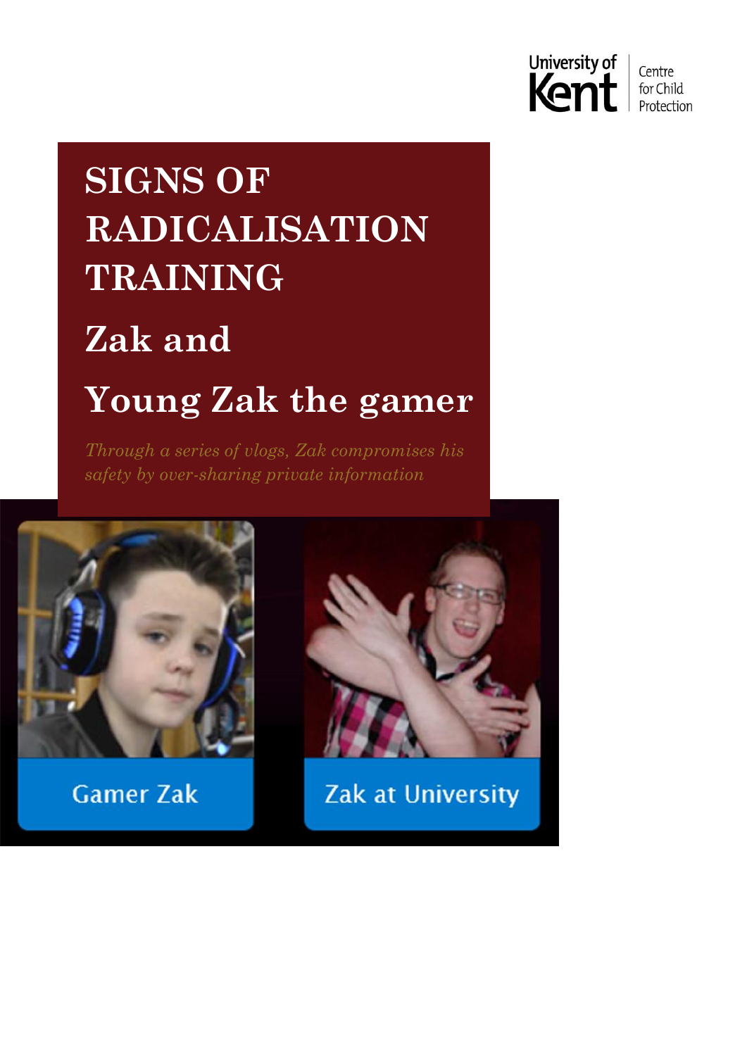University of Kent | Centre for Child Protection

# SIGNS OF RADICALISATION TRAINING

## Zak and

## Young Zak the gamer

*Through a series of vlogs, Zak compromises his safety by over-sharing private information*

Gamer Zak

Zak at University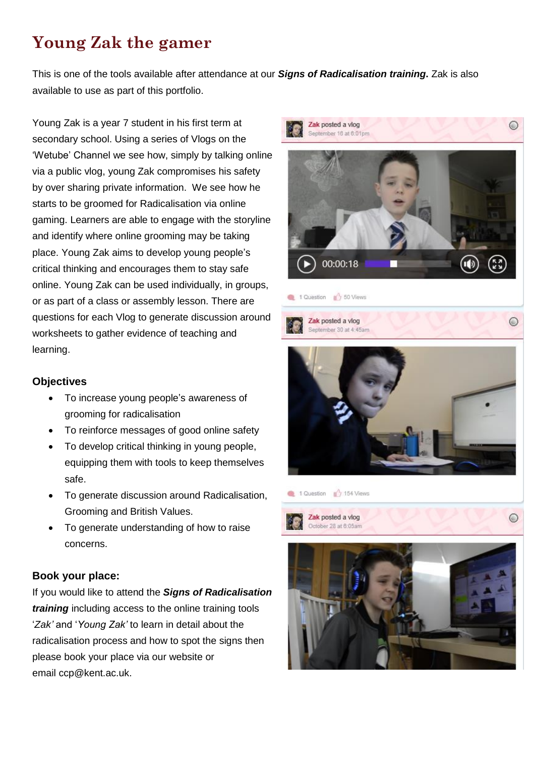# Young Zak the gamer

This is one of the tools available after attendance at our ***Signs of Radicalisation training*.** Zak is also available to use as part of this portfolio.

Young Zak is a year 7 student in his first term at secondary school. Using a series of Vlogs on the 'Wetube' Channel we see how, simply by talking online via a public vlog, young Zak compromises his safety by over sharing private information. We see how he starts to be groomed for Radicalisation via online gaming. Learners are able to engage with the storyline and identify where online grooming may be taking place. Young Zak aims to develop young people's critical thinking and encourages them to stay safe online. Young Zak can be used individually, in groups, or as part of a class or assembly lesson. There are questions for each Vlog to generate discussion around worksheets to gather evidence of teaching and learning.

### Objectives

- To increase young people's awareness of grooming for radicalisation
- To reinforce messages of good online safety
- To develop critical thinking in young people, equipping them with tools to keep themselves safe.
- To generate discussion around Radicalisation, Grooming and British Values.
- To generate understanding of how to raise concerns.

### Book your place:

If you would like to attend the ***Signs of Radicalisation training*** including access to the online training tools '*Zak'* and '*Young Zak'* to learn in detail about the radicalisation process and how to spot the signs then please book your place via our website or email ccp@kent.ac.uk.

Zak posted a vlog
September 18 at 6:01pm

00:00:18

1 Question 50 Views

Zak posted a vlog
September 30 at 4:45am

1 Question 154 Views

Zak posted a vlog
October 28 at 6:05am